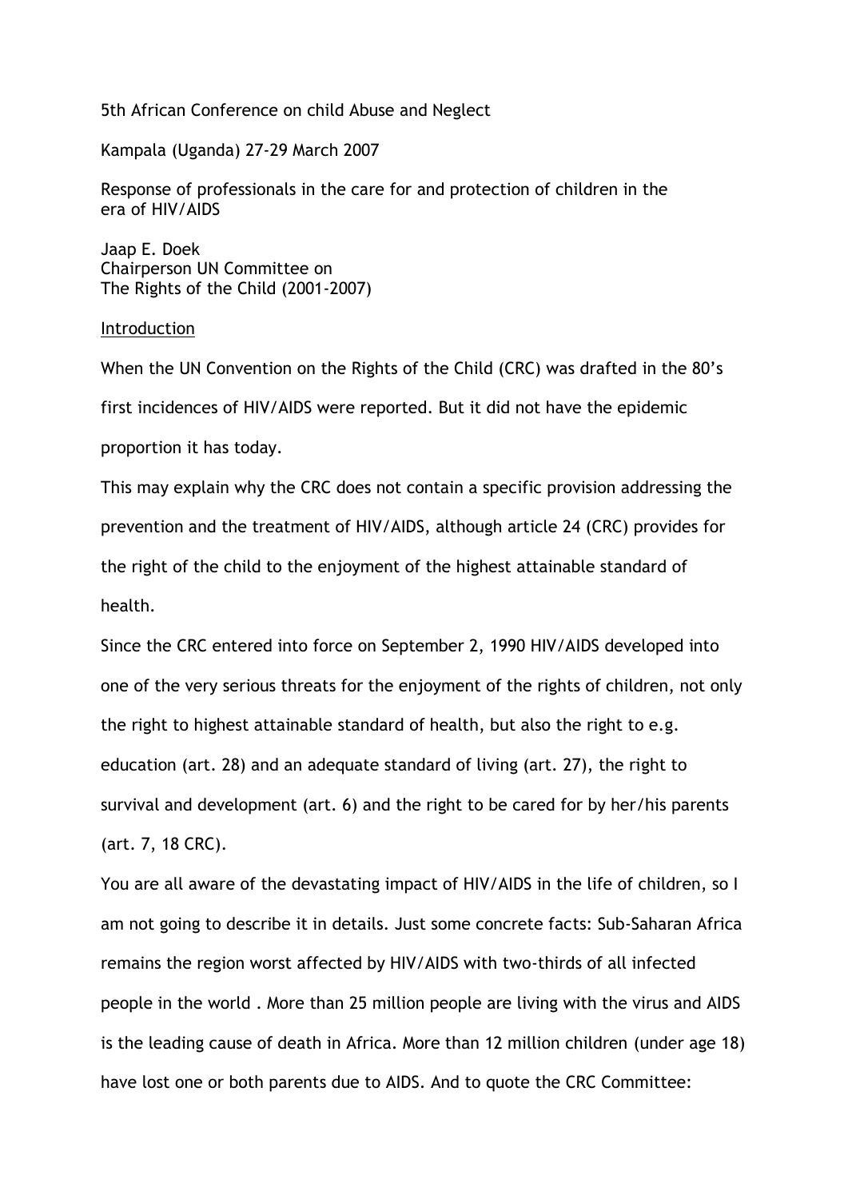5th African Conference on child Abuse and Neglect

Kampala (Uganda) 27-29 March 2007

Response of professionals in the care for and protection of children in the era of HIV/AIDS

Jaap E. Doek
Chairperson UN Committee on
The Rights of the Child (2001-2007)

## Introduction

When the UN Convention on the Rights of the Child (CRC) was drafted in the 80's first incidences of HIV/AIDS were reported. But it did not have the epidemic proportion it has today.

This may explain why the CRC does not contain a specific provision addressing the prevention and the treatment of HIV/AIDS, although article 24 (CRC) provides for the right of the child to the enjoyment of the highest attainable standard of health.

Since the CRC entered into force on September 2, 1990 HIV/AIDS developed into one of the very serious threats for the enjoyment of the rights of children, not only the right to highest attainable standard of health, but also the right to e.g. education (art. 28) and an adequate standard of living (art. 27), the right to survival and development (art. 6) and the right to be cared for by her/his parents (art. 7, 18 CRC).

You are all aware of the devastating impact of HIV/AIDS in the life of children, so I am not going to describe it in details. Just some concrete facts: Sub-Saharan Africa remains the region worst affected by HIV/AIDS with two-thirds of all infected people in the world . More than 25 million people are living with the virus and AIDS is the leading cause of death in Africa. More than 12 million children (under age 18) have lost one or both parents due to AIDS. And to quote the CRC Committee: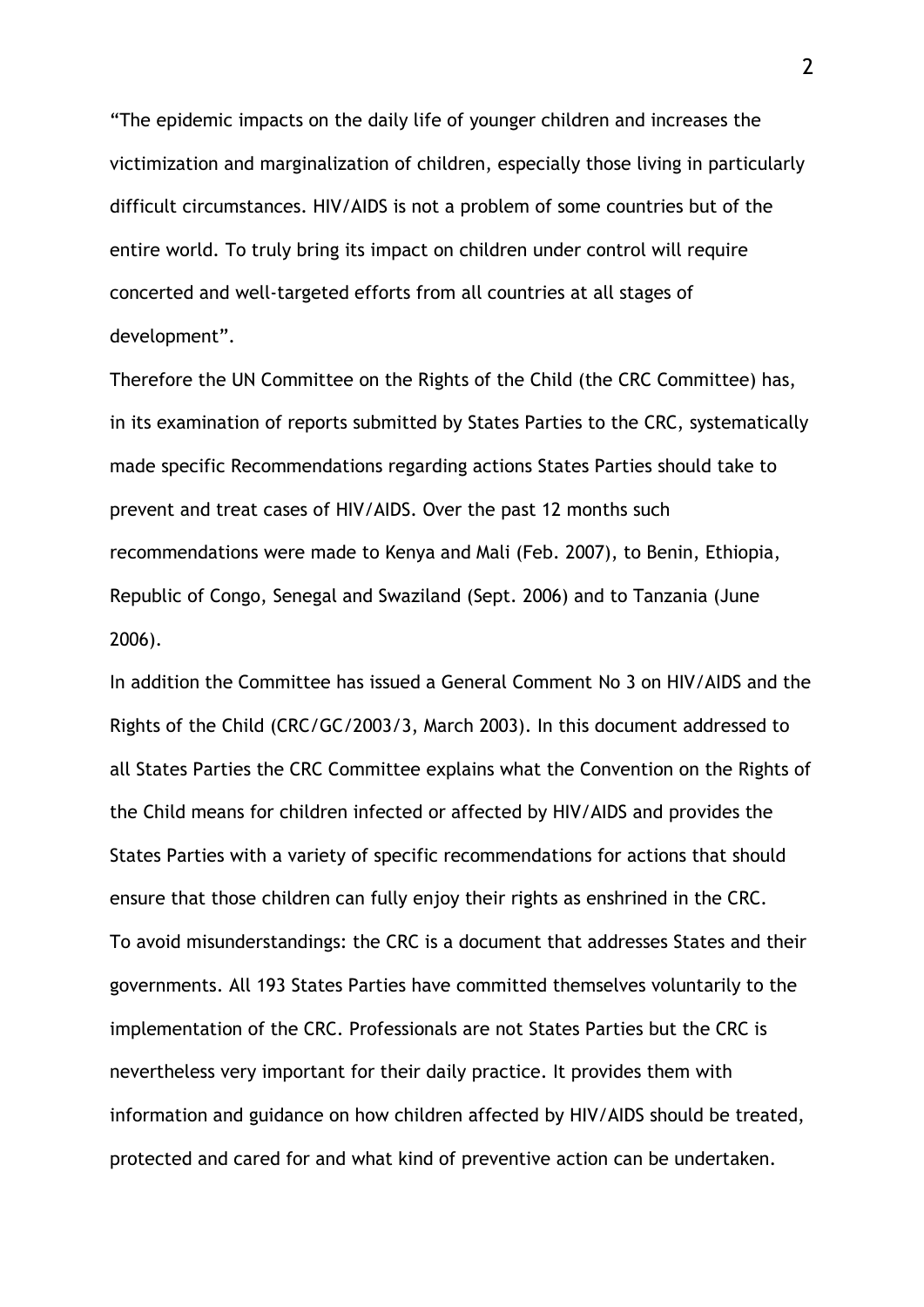"The epidemic impacts on the daily life of younger children and increases the victimization and marginalization of children, especially those living in particularly difficult circumstances. HIV/AIDS is not a problem of some countries but of the entire world. To truly bring its impact on children under control will require concerted and well-targeted efforts from all countries at all stages of development".

Therefore the UN Committee on the Rights of the Child (the CRC Committee) has, in its examination of reports submitted by States Parties to the CRC, systematically made specific Recommendations regarding actions States Parties should take to prevent and treat cases of HIV/AIDS. Over the past 12 months such recommendations were made to Kenya and Mali (Feb. 2007), to Benin, Ethiopia, Republic of Congo, Senegal and Swaziland (Sept. 2006) and to Tanzania (June 2006).

In addition the Committee has issued a General Comment No 3 on HIV/AIDS and the Rights of the Child (CRC/GC/2003/3, March 2003). In this document addressed to all States Parties the CRC Committee explains what the Convention on the Rights of the Child means for children infected or affected by HIV/AIDS and provides the States Parties with a variety of specific recommendations for actions that should ensure that those children can fully enjoy their rights as enshrined in the CRC.

To avoid misunderstandings: the CRC is a document that addresses States and their governments. All 193 States Parties have committed themselves voluntarily to the implementation of the CRC. Professionals are not States Parties but the CRC is nevertheless very important for their daily practice. It provides them with information and guidance on how children affected by HIV/AIDS should be treated, protected and cared for and what kind of preventive action can be undertaken.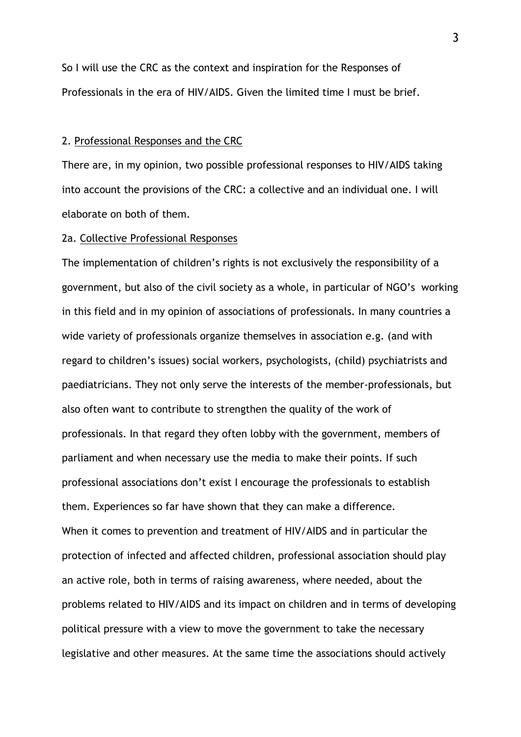So I will use the CRC as the context and inspiration for the Responses of Professionals in the era of HIV/AIDS. Given the limited time I must be brief.

## 2. Professional Responses and the CRC

There are, in my opinion, two possible professional responses to HIV/AIDS taking into account the provisions of the CRC: a collective and an individual one. I will elaborate on both of them.

### 2a. Collective Professional Responses

The implementation of children's rights is not exclusively the responsibility of a government, but also of the civil society as a whole, in particular of NGO's working in this field and in my opinion of associations of professionals. In many countries a wide variety of professionals organize themselves in association e.g. (and with regard to children's issues) social workers, psychologists, (child) psychiatrists and paediatricians. They not only serve the interests of the member-professionals, but also often want to contribute to strengthen the quality of the work of professionals. In that regard they often lobby with the government, members of parliament and when necessary use the media to make their points. If such professional associations don't exist I encourage the professionals to establish them. Experiences so far have shown that they can make a difference.

When it comes to prevention and treatment of HIV/AIDS and in particular the protection of infected and affected children, professional association should play an active role, both in terms of raising awareness, where needed, about the problems related to HIV/AIDS and its impact on children and in terms of developing political pressure with a view to move the government to take the necessary legislative and other measures. At the same time the associations should actively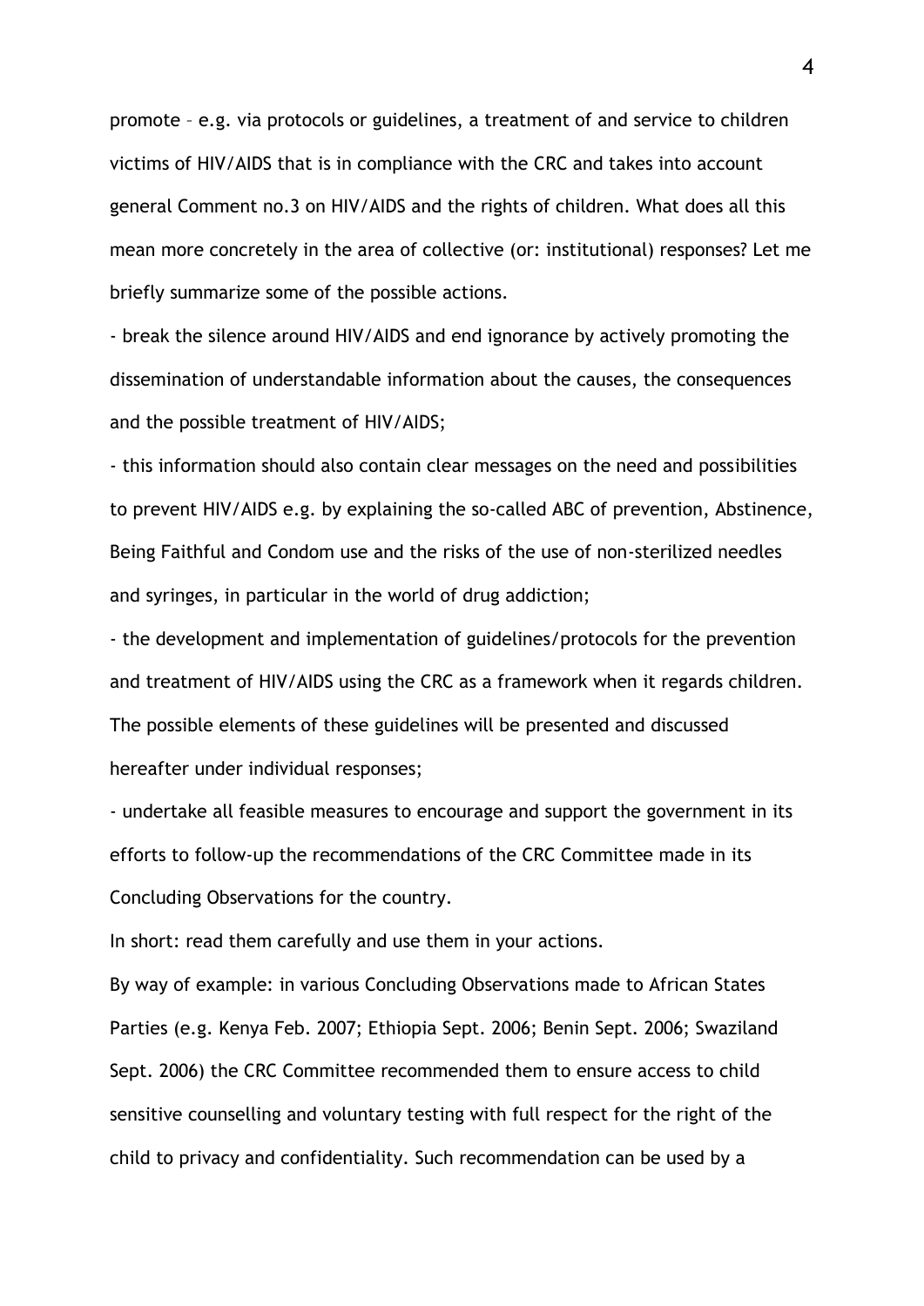promote – e.g. via protocols or guidelines, a treatment of and service to children victims of HIV/AIDS that is in compliance with the CRC and takes into account general Comment no.3 on HIV/AIDS and the rights of children. What does all this mean more concretely in the area of collective (or: institutional) responses? Let me briefly summarize some of the possible actions.

- break the silence around HIV/AIDS and end ignorance by actively promoting the dissemination of understandable information about the causes, the consequences and the possible treatment of HIV/AIDS;
- this information should also contain clear messages on the need and possibilities to prevent HIV/AIDS e.g. by explaining the so-called ABC of prevention, Abstinence, Being Faithful and Condom use and the risks of the use of non-sterilized needles and syringes, in particular in the world of drug addiction;
- the development and implementation of guidelines/protocols for the prevention and treatment of HIV/AIDS using the CRC as a framework when it regards children. The possible elements of these guidelines will be presented and discussed hereafter under individual responses;
- undertake all feasible measures to encourage and support the government in its efforts to follow-up the recommendations of the CRC Committee made in its Concluding Observations for the country.

In short: read them carefully and use them in your actions.

By way of example: in various Concluding Observations made to African States Parties (e.g. Kenya Feb. 2007; Ethiopia Sept. 2006; Benin Sept. 2006; Swaziland Sept. 2006) the CRC Committee recommended them to ensure access to child sensitive counselling and voluntary testing with full respect for the right of the child to privacy and confidentiality. Such recommendation can be used by a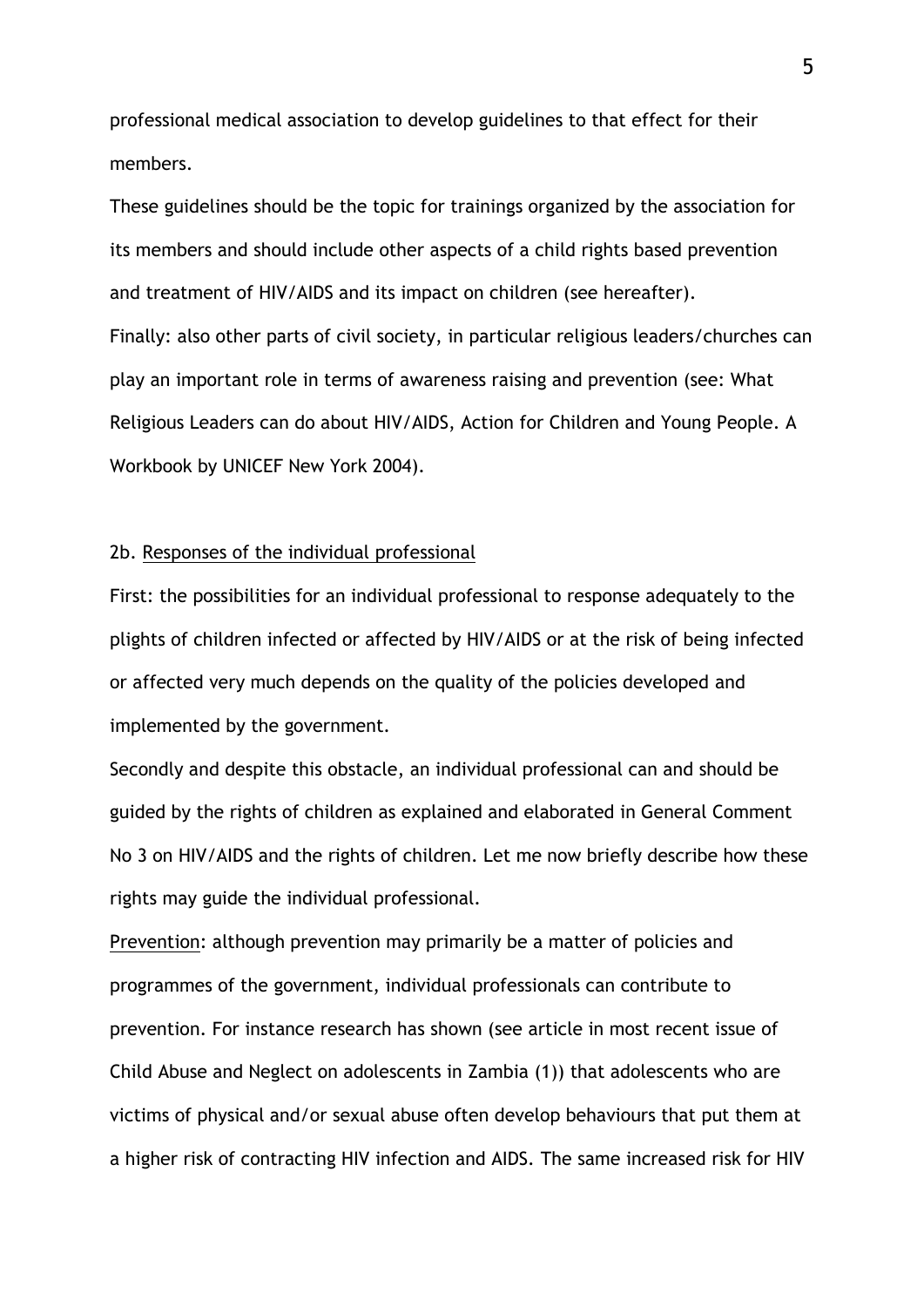professional medical association to develop guidelines to that effect for their members.

These guidelines should be the topic for trainings organized by the association for its members and should include other aspects of a child rights based prevention and treatment of HIV/AIDS and its impact on children (see hereafter).

Finally: also other parts of civil society, in particular religious leaders/churches can play an important role in terms of awareness raising and prevention (see: What Religious Leaders can do about HIV/AIDS, Action for Children and Young People. A Workbook by UNICEF New York 2004).

### 2b. Responses of the individual professional

First: the possibilities for an individual professional to response adequately to the plights of children infected or affected by HIV/AIDS or at the risk of being infected or affected very much depends on the quality of the policies developed and implemented by the government.

Secondly and despite this obstacle, an individual professional can and should be guided by the rights of children as explained and elaborated in General Comment No 3 on HIV/AIDS and the rights of children. Let me now briefly describe how these rights may guide the individual professional.

Prevention: although prevention may primarily be a matter of policies and programmes of the government, individual professionals can contribute to prevention. For instance research has shown (see article in most recent issue of Child Abuse and Neglect on adolescents in Zambia (1)) that adolescents who are victims of physical and/or sexual abuse often develop behaviours that put them at a higher risk of contracting HIV infection and AIDS. The same increased risk for HIV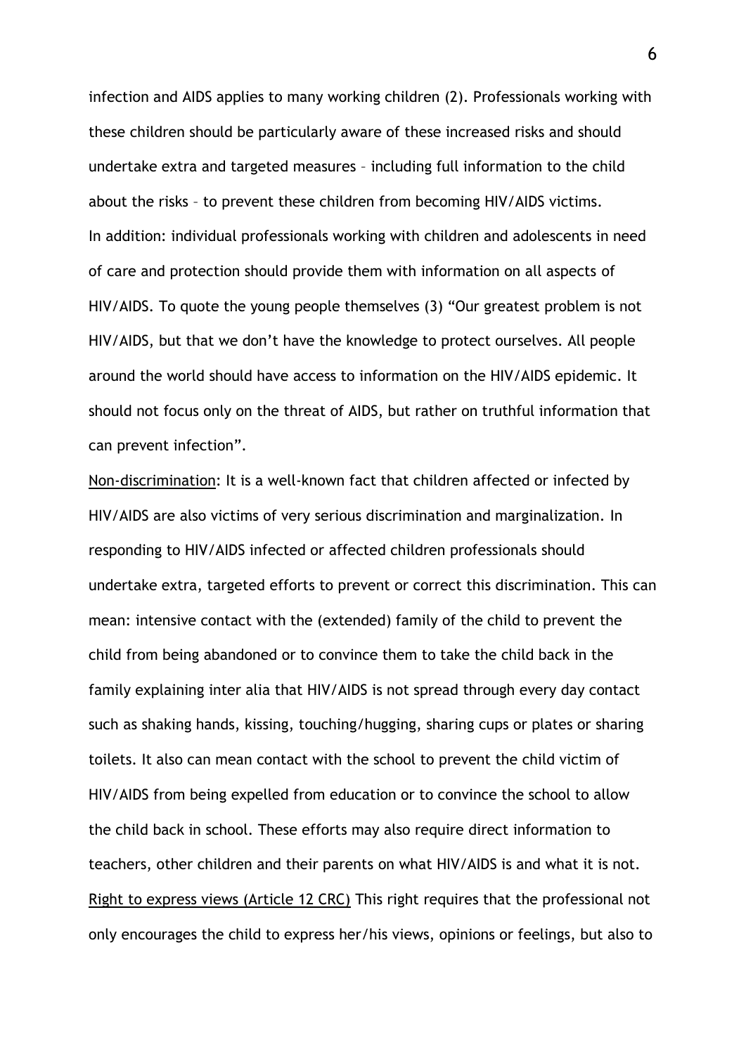infection and AIDS applies to many working children (2). Professionals working with these children should be particularly aware of these increased risks and should undertake extra and targeted measures – including full information to the child about the risks – to prevent these children from becoming HIV/AIDS victims.

In addition: individual professionals working with children and adolescents in need of care and protection should provide them with information on all aspects of HIV/AIDS. To quote the young people themselves (3) "Our greatest problem is not HIV/AIDS, but that we don't have the knowledge to protect ourselves. All people around the world should have access to information on the HIV/AIDS epidemic. It should not focus only on the threat of AIDS, but rather on truthful information that can prevent infection".

Non-discrimination: It is a well-known fact that children affected or infected by HIV/AIDS are also victims of very serious discrimination and marginalization. In responding to HIV/AIDS infected or affected children professionals should undertake extra, targeted efforts to prevent or correct this discrimination. This can mean: intensive contact with the (extended) family of the child to prevent the child from being abandoned or to convince them to take the child back in the family explaining inter alia that HIV/AIDS is not spread through every day contact such as shaking hands, kissing, touching/hugging, sharing cups or plates or sharing toilets. It also can mean contact with the school to prevent the child victim of HIV/AIDS from being expelled from education or to convince the school to allow the child back in school. These efforts may also require direct information to teachers, other children and their parents on what HIV/AIDS is and what it is not.

Right to express views (Article 12 CRC) This right requires that the professional not only encourages the child to express her/his views, opinions or feelings, but also to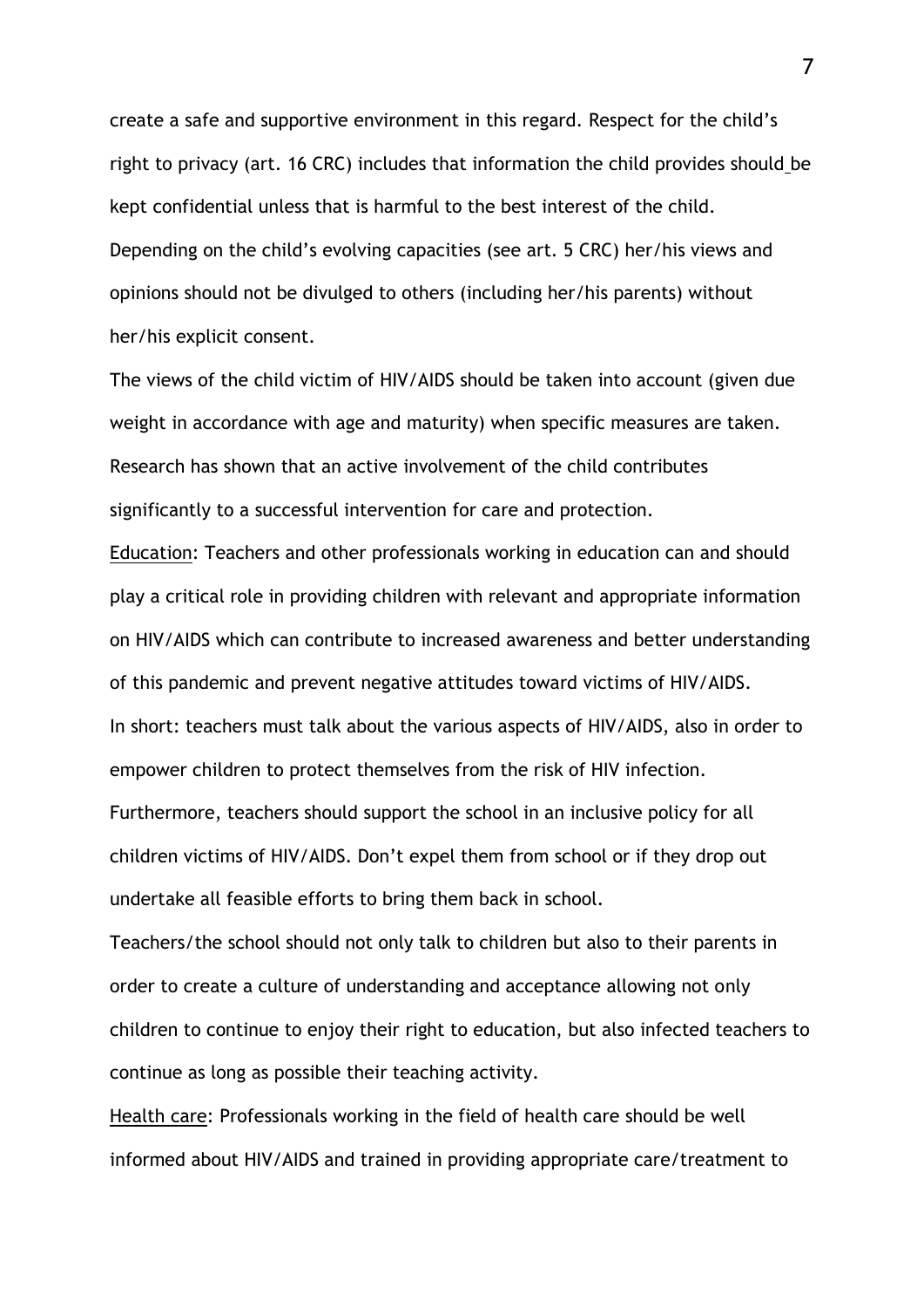create a safe and supportive environment in this regard. Respect for the child's right to privacy (art. 16 CRC) includes that information the child provides should be kept confidential unless that is harmful to the best interest of the child. Depending on the child's evolving capacities (see art. 5 CRC) her/his views and opinions should not be divulged to others (including her/his parents) without her/his explicit consent.

The views of the child victim of HIV/AIDS should be taken into account (given due weight in accordance with age and maturity) when specific measures are taken. Research has shown that an active involvement of the child contributes significantly to a successful intervention for care and protection.

Education: Teachers and other professionals working in education can and should play a critical role in providing children with relevant and appropriate information on HIV/AIDS which can contribute to increased awareness and better understanding of this pandemic and prevent negative attitudes toward victims of HIV/AIDS. In short: teachers must talk about the various aspects of HIV/AIDS, also in order to empower children to protect themselves from the risk of HIV infection. Furthermore, teachers should support the school in an inclusive policy for all children victims of HIV/AIDS. Don't expel them from school or if they drop out undertake all feasible efforts to bring them back in school.

Teachers/the school should not only talk to children but also to their parents in order to create a culture of understanding and acceptance allowing not only children to continue to enjoy their right to education, but also infected teachers to continue as long as possible their teaching activity.

Health care: Professionals working in the field of health care should be well informed about HIV/AIDS and trained in providing appropriate care/treatment to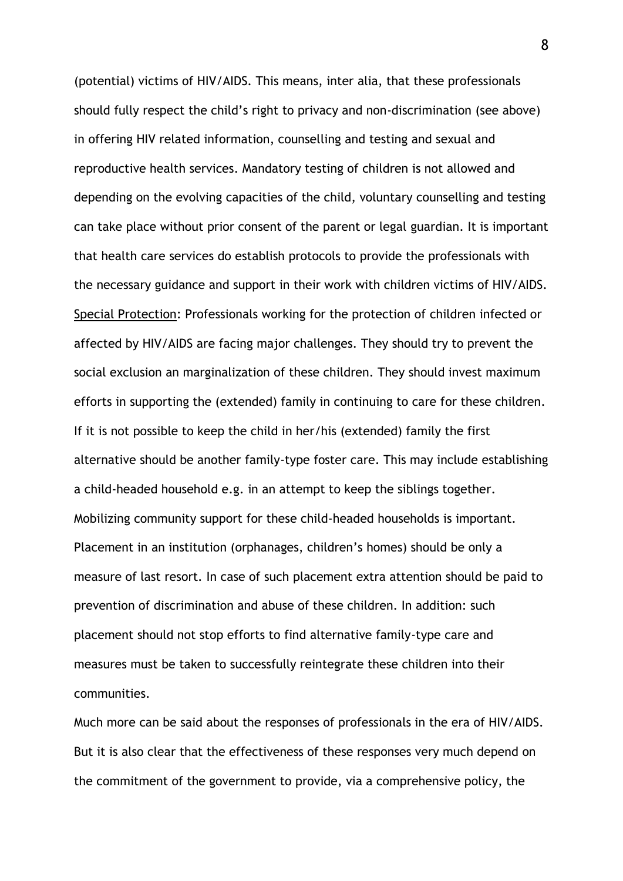(potential) victims of HIV/AIDS. This means, inter alia, that these professionals should fully respect the child's right to privacy and non-discrimination (see above) in offering HIV related information, counselling and testing and sexual and reproductive health services. Mandatory testing of children is not allowed and depending on the evolving capacities of the child, voluntary counselling and testing can take place without prior consent of the parent or legal guardian. It is important that health care services do establish protocols to provide the professionals with the necessary guidance and support in their work with children victims of HIV/AIDS.

<u>Special Protection</u>: Professionals working for the protection of children infected or affected by HIV/AIDS are facing major challenges. They should try to prevent the social exclusion an marginalization of these children. They should invest maximum efforts in supporting the (extended) family in continuing to care for these children. If it is not possible to keep the child in her/his (extended) family the first alternative should be another family-type foster care. This may include establishing a child-headed household e.g. in an attempt to keep the siblings together. Mobilizing community support for these child-headed households is important. Placement in an institution (orphanages, children's homes) should be only a measure of last resort. In case of such placement extra attention should be paid to prevention of discrimination and abuse of these children. In addition: such placement should not stop efforts to find alternative family-type care and measures must be taken to successfully reintegrate these children into their communities.

Much more can be said about the responses of professionals in the era of HIV/AIDS. But it is also clear that the effectiveness of these responses very much depend on the commitment of the government to provide, via a comprehensive policy, the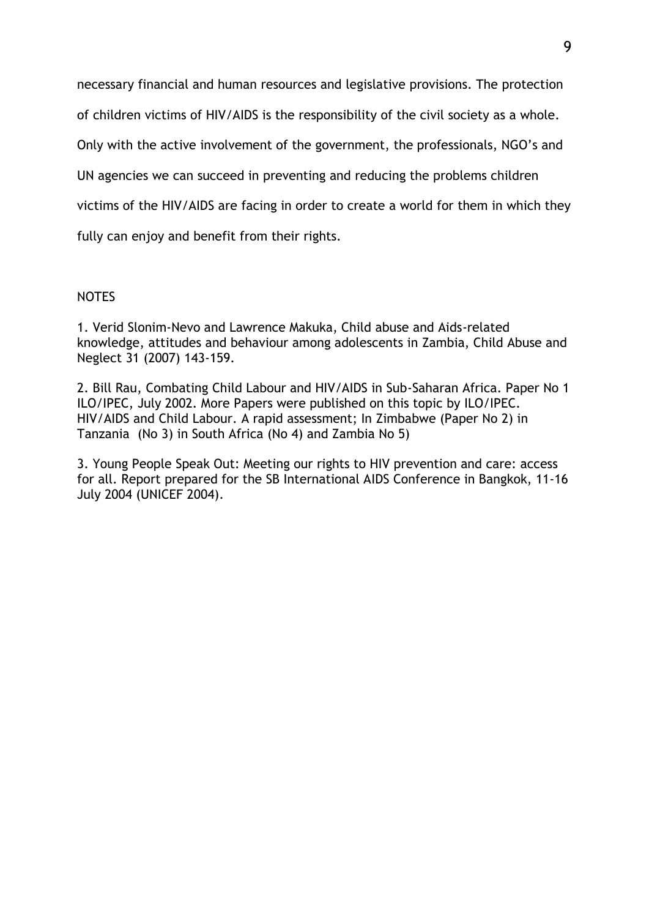necessary financial and human resources and legislative provisions. The protection of children victims of HIV/AIDS is the responsibility of the civil society as a whole. Only with the active involvement of the government, the professionals, NGO's and UN agencies we can succeed in preventing and reducing the problems children victims of the HIV/AIDS are facing in order to create a world for them in which they fully can enjoy and benefit from their rights.

NOTES

1. Verid Slonim-Nevo and Lawrence Makuka, Child abuse and Aids-related knowledge, attitudes and behaviour among adolescents in Zambia, Child Abuse and Neglect 31 (2007) 143-159.

2. Bill Rau, Combating Child Labour and HIV/AIDS in Sub-Saharan Africa. Paper No 1 ILO/IPEC, July 2002. More Papers were published on this topic by ILO/IPEC. HIV/AIDS and Child Labour. A rapid assessment; In Zimbabwe (Paper No 2) in Tanzania (No 3) in South Africa (No 4) and Zambia No 5)

3. Young People Speak Out: Meeting our rights to HIV prevention and care: access for all. Report prepared for the SB International AIDS Conference in Bangkok, 11-16 July 2004 (UNICEF 2004).